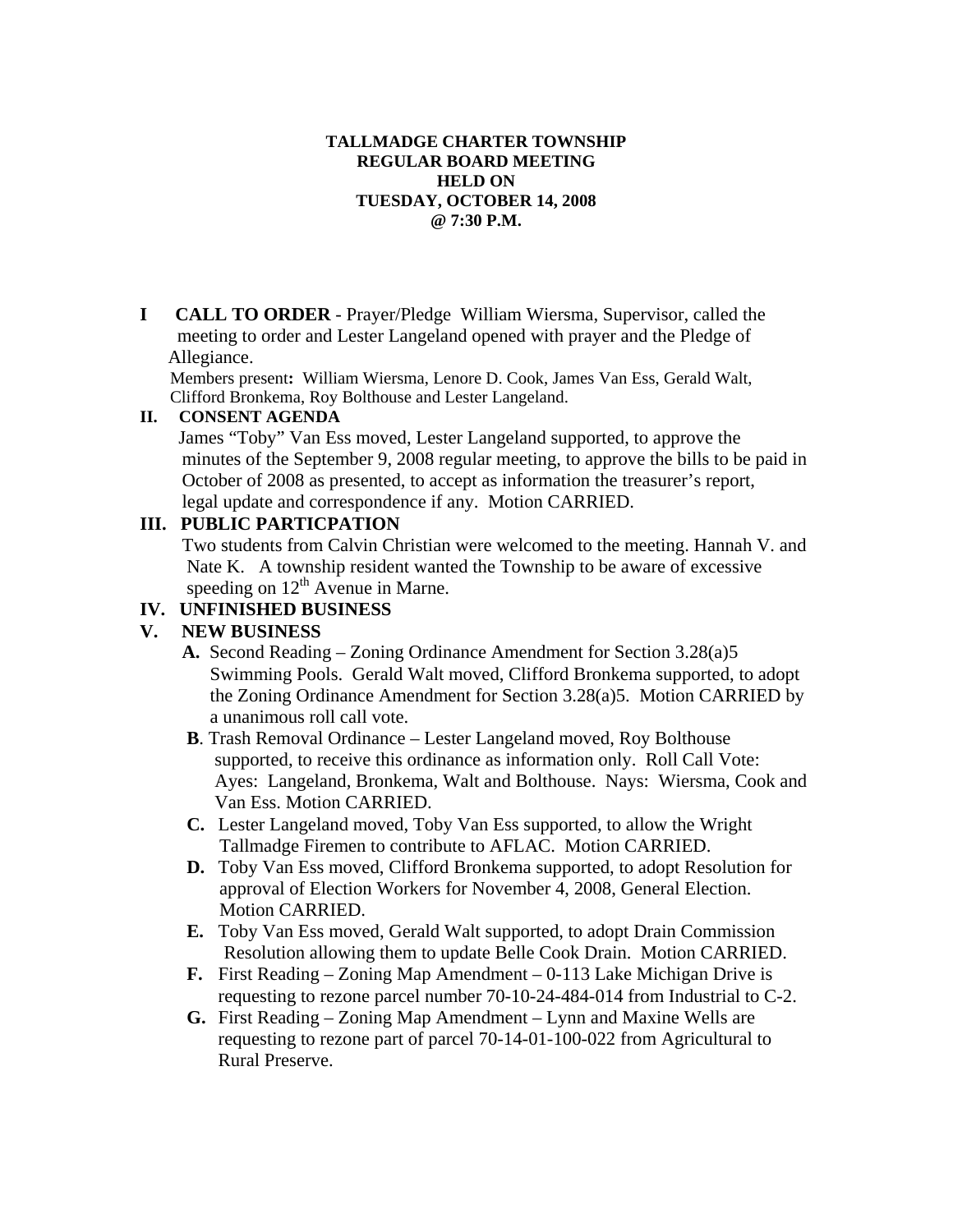**TALLMADGE CHARTER TOWNSHIP**
**REGULAR BOARD MEETING**
**HELD ON**
**TUESDAY, OCTOBER 14, 2008**
**@ 7:30 P.M.**

**I CALL TO ORDER** - Prayer/Pledge William Wiersma, Supervisor, called the meeting to order and Lester Langeland opened with prayer and the Pledge of Allegiance.

Members present**:** William Wiersma, Lenore D. Cook, James Van Ess, Gerald Walt, Clifford Bronkema, Roy Bolthouse and Lester Langeland.

**II. CONSENT AGENDA**

James "Toby" Van Ess moved, Lester Langeland supported, to approve the minutes of the September 9, 2008 regular meeting, to approve the bills to be paid in October of 2008 as presented, to accept as information the treasurer's report, legal update and correspondence if any. Motion CARRIED.

**III. PUBLIC PARTICPATION**

Two students from Calvin Christian were welcomed to the meeting. Hannah V. and Nate K. A township resident wanted the Township to be aware of excessive speeding on 12th Avenue in Marne.

**IV. UNFINISHED BUSINESS**

**V. NEW BUSINESS**

**A.** Second Reading – Zoning Ordinance Amendment for Section 3.28(a)5 Swimming Pools. Gerald Walt moved, Clifford Bronkema supported, to adopt the Zoning Ordinance Amendment for Section 3.28(a)5. Motion CARRIED by a unanimous roll call vote.

**B**. Trash Removal Ordinance – Lester Langeland moved, Roy Bolthouse supported, to receive this ordinance as information only. Roll Call Vote: Ayes: Langeland, Bronkema, Walt and Bolthouse. Nays: Wiersma, Cook and Van Ess. Motion CARRIED.

**C.** Lester Langeland moved, Toby Van Ess supported, to allow the Wright Tallmadge Firemen to contribute to AFLAC. Motion CARRIED.

**D.** Toby Van Ess moved, Clifford Bronkema supported, to adopt Resolution for approval of Election Workers for November 4, 2008, General Election. Motion CARRIED.

**E.** Toby Van Ess moved, Gerald Walt supported, to adopt Drain Commission Resolution allowing them to update Belle Cook Drain. Motion CARRIED.

**F.** First Reading – Zoning Map Amendment – 0-113 Lake Michigan Drive is requesting to rezone parcel number 70-10-24-484-014 from Industrial to C-2.

**G.** First Reading – Zoning Map Amendment – Lynn and Maxine Wells are requesting to rezone part of parcel 70-14-01-100-022 from Agricultural to Rural Preserve.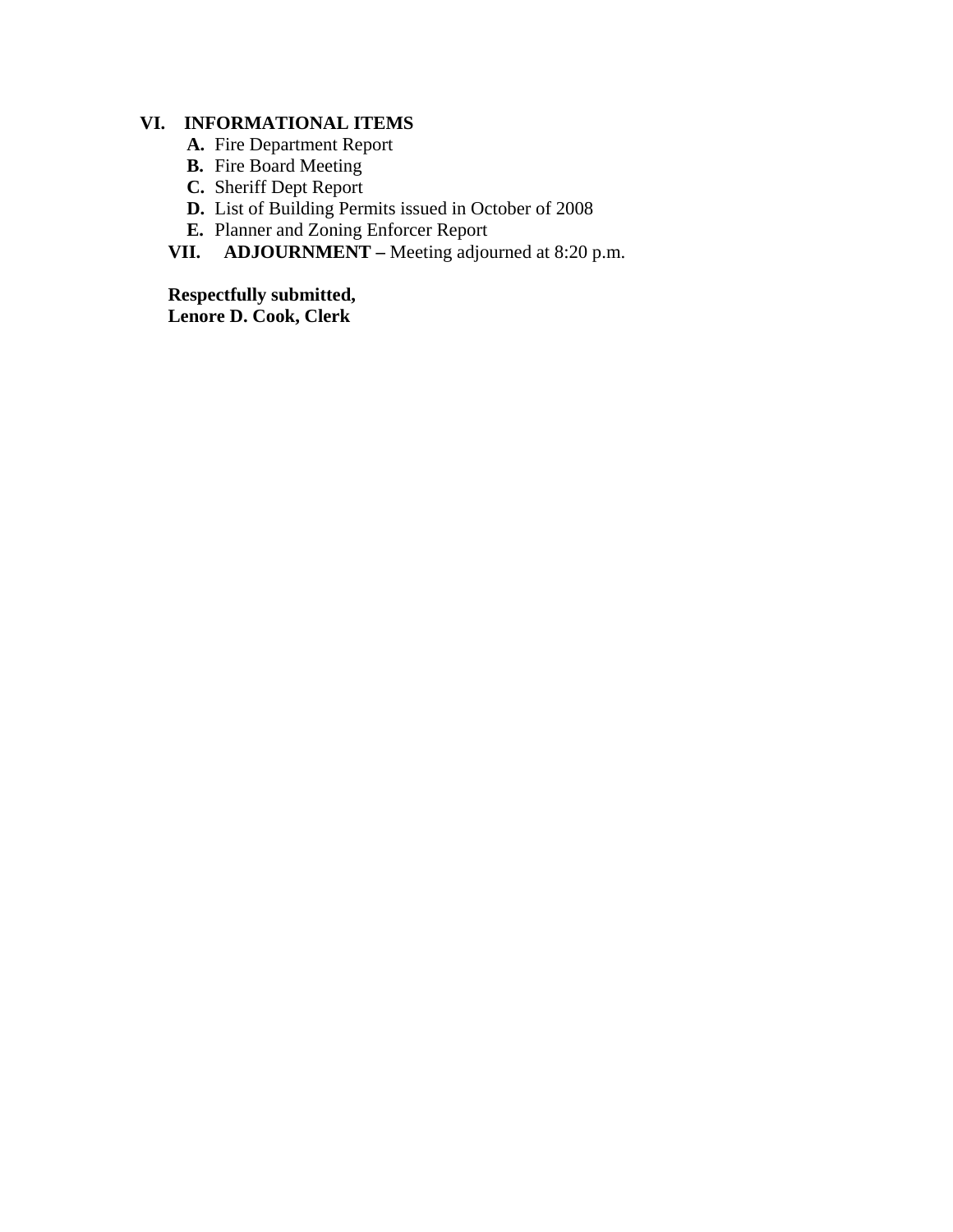**VI. INFORMATIONAL ITEMS**

**A.** Fire Department Report
**B.** Fire Board Meeting
**C.** Sheriff Dept Report
**D.** List of Building Permits issued in October of 2008
**E.** Planner and Zoning Enforcer Report

**VII. ADJOURNMENT –** Meeting adjourned at 8:20 p.m.

**Respectfully submitted,**
**Lenore D. Cook, Clerk**